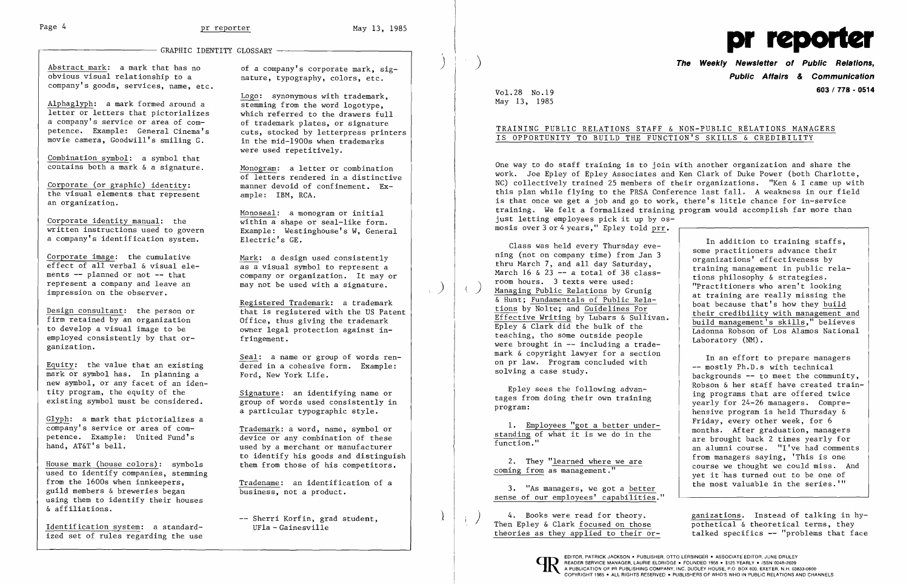## GRAPHIC IDENTITY GLOSSARY

Abstract mark: a mark that has no obvious visual relationship to a company's goods, services, name, etc.

Alphaglyph: a mark formed around a letter or letters that pictorializes a company's service or area of competence. Example: General Cinema's movie camera, Goodwill's smiling G.

Combination symbol: a symbol that contains both a mark & a signature.

Corporate (or graphic) identity: the visual elements that represent an organization.

Corporate identity manual: the written instructions used to govern a company's identification system.

Corporate image: the cumulative effect of all verbal & visual elements -- planned or not -- that represent a company and leave an impression on the observer.

Design consultant: the person or firm retained by an organization to develop a visual image to be employed consistently by that organization.

Equity: the value that an existing mark or symbol has. In planning a new symbol, or any facet of an identity program, the equity of the existing symbol must be considered.

Glyph: a mark that pictorializes a company's service or area of competence. Example: United Fund's hand, AT&T's bell.

House mark (house colors): symbols used to identify companies, stemming from the 1600s when innkeepers, guild members & breweries began using them to identify their houses & affiliations.

Identification system: a standardized set of rules regarding the use of a company's corporate mark, signature, typography, colors, etc.

Logo: synonymous with trademark, stemming from the word logotype, which referred to the drawers full of trademark plates, or signature cuts, stocked by letterpress printers in the mid-1900s when trademarks were used repetitively.

Monogram: a letter or combination of letters rendered in a distinctive manner devoid of confinement. Example: IBM, RCA.

Monoseal: a monogram or initial within a shape or seal-like form. Example: Westinghouse's W, General Electric's GE.

Mark: a design used consistently as a visual symbol to represent a company or organization. It may or may not be used with a signature.

Registered Trademark: a trademark that is registered with the US Patent Office, thus giving the trademark owner legal protection against infringement.

Seal: a name or group of words rendered in a cohesive form. Example: Ford, New York Life.

Signature: an identifying name or group of words used consistently in a particular typographic style.

Trademark: a word, name, symbol or device or any combination of these used by a merchant or manufacturer to identify his goods and distinguish them from those of his competitors.

Tradename: an identification of a business, not a product.

-- Sherri Korfin, grad student, UFla - Gainesville

---

# pr reporter

**The Weekly Newsletter of Public Relations, Public Affairs & Communication**

**603 / 778 - 0514**

Vol.28 No.19
May 13, 1985

## TRAINING PUBLIC RELATIONS STAFF & NON-PUBLIC RELATIONS MANAGERS IS OPPORTUNITY TO BUILD THE FUNCTION'S SKILLS & CREDIBILITY

One way to do staff training is to join with another organization and share the work. Joe Epley of Epley Associates and Ken Clark of Duke Power (both Charlotte, NC) collectively trained 25 members of their organizations. "Ken & I came up with this plan while flying to the PRSA Conference last fall. A weakness in our field is that once we get a job and go to work, there's little chance for in-service training. We felt a formalized training program would accomplish far more than just letting employees pick it up by osmosis over 3 or 4 years," Epley told prr.

Class was held every Thursday evening (not on company time) from Jan 3 thru March 7, and all day Saturday, March 16 & 23 -- a total of 38 classroom hours. 3 texts were used: Managing Public Relations by Grunig & Hunt; Fundamentals of Public Relations by Nolte; and Guidelines For Effective Writing by Lubars & Sullivan. Epley & Clark did the bulk of the teaching, tho some outside people were brought in -- including a trademark & copyright lawyer for a section on pr law. Program concluded with solving a case study.

Epley sees the following advantages from doing their own training program:

1. Employees "got a better understanding of what it is we do in the function."

2. They "learned where we are coming from as management."

3. "As managers, we got a better sense of our employees' capabilities."

4. Books were read for theory. Then Epley & Clark focused on those theories as they applied to their organizations. Instead of talking in hypothetical & theoretical terms, they talked specifics -- "problems that face

> In addition to training staffs, some practitioners advance their organizations' effectiveness by training management in public relations philosophy & strategies. "Practitioners who aren't looking at training are really missing the boat because that's how they build their credibility with management and build management's skills," believes Ladonna Robson of Los Alamos National Laboratory (NM).
>
> In an effort to prepare managers -- mostly Ph.D.s with technical backgrounds -- to meet the community, Robson & her staff have created training programs that are offered twice yearly for 24-26 managers. Comprehensive program is held Thursday & Friday, every other week, for 6 months. After graduation, managers are brought back 2 times yearly for an alumni course. "I've had comments from managers saying, 'This is one course we thought we could miss. And yet it has turned out to be one of the most valuable in the series.'"

EDITOR, PATRICK JACKSON • PUBLISHER, OTTO LERBINGER • ASSOCIATE EDITOR, JUNE DRULEY
READER SERVICE MANAGER, LAURIE ELDRIDGE • FOUNDED 1958 • $125 YEARLY • ISSN 0048-2609
A PUBLICATION OF PR PUBLISHING COMPANY, INC. DUDLEY HOUSE, P.O. BOX 600, EXETER, N.H. 03833-0600
COPYRIGHT 1985 • ALL RIGHTS RESERVED • PUBLISHERS OF WHO'S WHO IN PUBLIC RELATIONS AND CHANNELS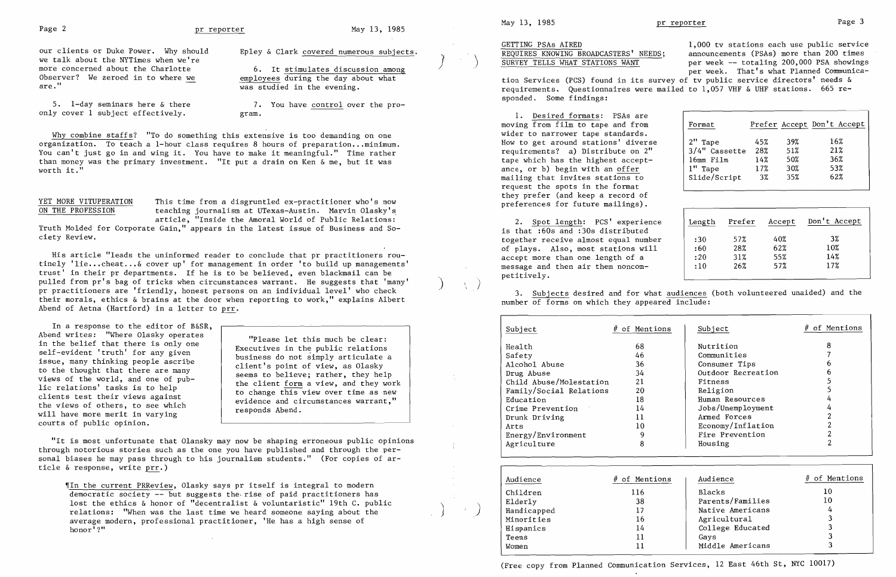our clients or Duke Power. Why should we talk about the NYTimes when we're more concerned about the Charlotte Observer? We zeroed in to where we are."

5. 1-day seminars here & there only cover 1 subject effectively. Epley & Clark covered numerous subjects.

6. It stimulates discussion among employees during the day about what was studied in the evening.

7. You have control over the program.

Why combine staffs? "To do something this extensive is too demanding on one organization. To teach a 1-hour class requires 8 hours of preparation...minimum. You can't just go in and wing it. You have to make it meaningful." Time rather than money was the primary investment. "It put a drain on Ken & me, but it was worth it."

YET MORE VITUPERATION ON THE PROFESSION

This time from a disgruntled ex-practitioner who's now teaching journalism at UTexas-Austin. Marvin Olasky's article, "Inside the Amoral World of Public Relations: Truth Molded for Corporate Gain," appears in the latest issue of Business and Society Review.

His article "leads the uninformed reader to conclude that pr practitioners routinely 'lie...cheat...& cover up' for management in order 'to build up managements' trust' in their pr departments. If he is to be believed, even blackmail can be pulled from pr's bag of tricks when circumstances warrant. He suggests that 'many' pr practitioners are 'friendly, honest persons on an individual level' who check their morals, ethics & brains at the door when reporting to work," explains Albert Abend of Aetna (Hartford) in a letter to prr.

In a response to the editor of B&SR, Abend writes: "Where Olasky operates in the belief that there is only one self-evident 'truth' for any given issue, many thinking people ascribe to the thought that there are many views of the world, and one of public relations' tasks is to help clients test their views against the views of others, to see which will have more merit in varying courts of public opinion.

> "Please let this much be clear: Executives in the public relations business do not simply articulate a client's point of view, as Olasky seems to believe; rather, they help the client form a view, and they work to change this view over time as new evidence and circumstances warrant," responds Abend.

"It is most unfortunate that Olansky may now be shaping erroneous public opinions through notorious stories such as the one you have published and through the personal biases he may pass through to his journalism students." (For copies of article & response, write prr.)

¶In the current PRReview, Olasky says pr itself is integral to modern democratic society -- but suggests the rise of paid practitioners has lost the ethics & honor of "decentralist & voluntaristic" 19th C. public relations: "When was the last time we heard someone saying about the average modern, professional practitioner, 'He has a high sense of honor'?"

GETTING PSAs AIRED REQUIRES KNOWING BROADCASTERS' NEEDS; SURVEY TELLS WHAT STATIONS WANT

1,000 tv stations each use public service announcements (PSAs) more than 200 times per week -- totaling 200,000 PSA showings per week. That's what Planned Communication Services (PCS) found in its survey of tv public service directors' needs & requirements. Questionnaires were mailed to 1,057 VHF & UHF stations. 665 responded. Some findings:

1. Desired formats: PSAs are moving from film to tape and from wider to narrower tape standards. How to get around stations' diverse requirements? a) Distribute on 2" tape which has the highest acceptance, or b) begin with an offer mailing that invites stations to request the spots in the format they prefer (and keep a record of preferences for future mailings).

| Format | Prefer | Accept | Don't Accept |
|---|---|---|---|
| 2" Tape | 45% | 39% | 16% |
| 3/4" Cassette | 28% | 51% | 21% |
| 16mm Film | 14% | 50% | 36% |
| 1" Tape | 17% | 30% | 53% |
| Slide/Script | 3% | 35% | 62% |

2. Spot length: PCS' experience is that :60s and :30s distributed together receive almost equal number of plays. Also, most stations will accept more than one length of a message and then air them noncompetitively.

| Length | Prefer | Accept | Don't Accept |
|---|---|---|---|
| :30 | 57% | 40% | 3% |
| :60 | 28% | 62% | 10% |
| :20 | 31% | 55% | 14% |
| :10 | 26% | 57% | 17% |

3. Subjects desired and for what audiences (both volunteered unaided) and the number of forms on which they appeared include:

| Subject | # of Mentions | Subject | # of Mentions |
|---|---|---|---|
| Health | 68 | Nutrition | 8 |
| Safety | 46 | Communities | 7 |
| Alcohol Abuse | 36 | Consumer Tips | 6 |
| Drug Abuse | 34 | Outdoor Recreation | 6 |
| Child Abuse/Molestation | 21 | Fitness | 5 |
| Family/Social Relations | 20 | Religion | 5 |
| Education | 18 | Human Resources | 4 |
| Crime Prevention | 14 | Jobs/Unemployment | 4 |
| Drunk Driving | 11 | Armed Forces | 2 |
| Arts | 10 | Economy/Inflation | 2 |
| Energy/Environment | 9 | Fire Prevention | 2 |
| Agriculture | 8 | Housing | 2 |

| Audience | # of Mentions | Audience | # of Mentions |
|---|---|---|---|
| Children | 116 | Blacks | 10 |
| Elderly | 38 | Parents/Families | 10 |
| Handicapped | 17 | Native Americans | 4 |
| Minorities | 16 | Agricultural | 3 |
| Hispanics | 14 | College Educated | 3 |
| Teens | 11 | Gays | 3 |
| Women | 11 | Middle Americans | 3 |

(Free copy from Planned Communication Services, 12 East 46th St, NYC 10017)